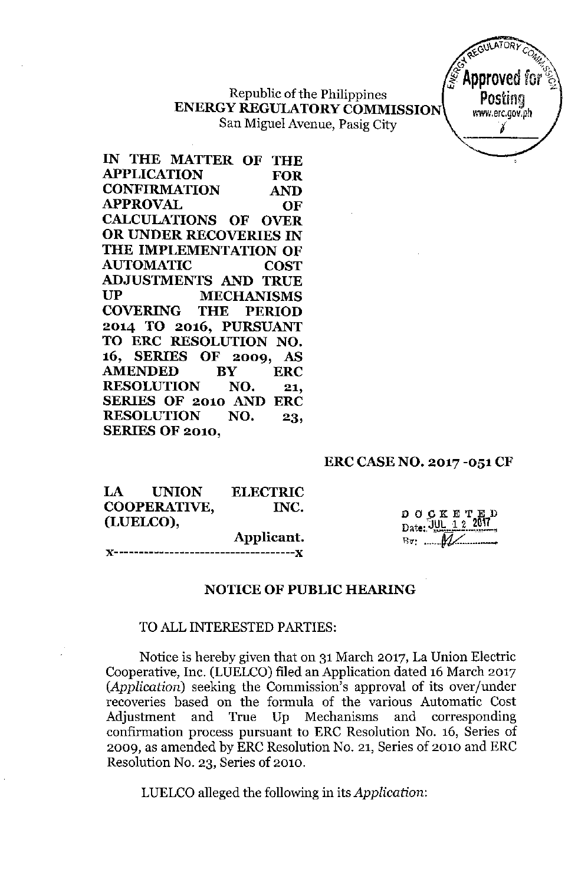Republic of the Philippines
**ENERGY REGULATORY COMMISSION**
San Miguel Avenue, Pasig City

**IN THE MATTER OF THE APPLICATION FOR CONFIRMATION AND APPROVAL OF CALCULATIONS OF OVER OR UNDER RECOVERIES IN THE IMPLEMENTATION OF AUTOMATIC COST ADJUSTMENTS AND TRUE UP MECHANISMS COVERING THE PERIOD 2014 TO 2016, PURSUANT TO ERC RESOLUTION NO. 16, SERIES OF 2009, AS AMENDED BY ERC RESOLUTION NO. 21, SERIES OF 2010 AND ERC RESOLUTION NO. 23, SERIES OF 2010,**

**ERC CASE NO. 2017-051 CF**

**LA UNION ELECTRIC COOPERATIVE, INC. (LUELCO),**

**Applicant.**

x-----------------------------------x

DOCKETED
Date: JUL 12 2017

## NOTICE OF PUBLIC HEARING

TO ALL INTERESTED PARTIES:

Notice is hereby given that on 31 March 2017, La Union Electric Cooperative, Inc. (LUELCO) filed an Application dated 16 March 2017 (*Application*) seeking the Commission's approval of its over/under recoveries based on the formula of the various Automatic Cost Adjustment and True Up Mechanisms and corresponding confirmation process pursuant to ERC Resolution No. 16, Series of 2009, as amended by ERC Resolution No. 21, Series of 2010 and ERC Resolution No. 23, Series of 2010.

LUELCO alleged the following in its *Application*: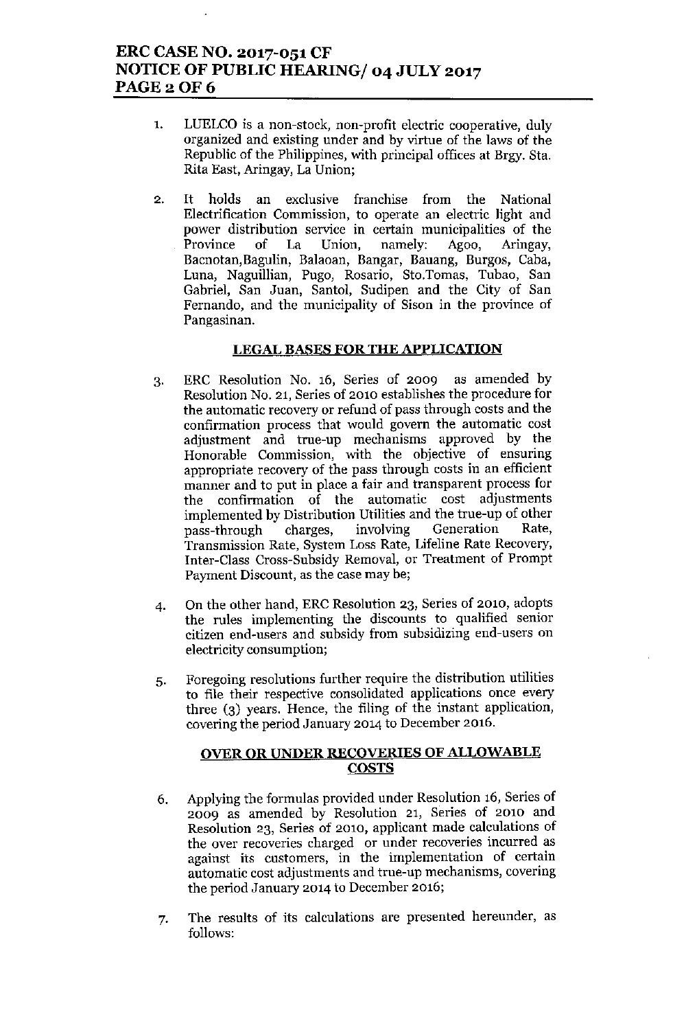1. LUELCO is a non-stock, non-profit electric cooperative, duly organized and existing under and by virtue of the laws of the Republic of the Philippines, with principal offices at Brgy. Sta. Rita East, Aringay, La Union;

2. It holds an exclusive franchise from the National Electrification Commission, to operate an electric light and power distribution service in certain municipalities of the Province of La Union, namely: Agoo, Aringay, Bacnotan,Bagulin, Balaoan, Bangar, Bauang, Burgos, Caba, Luna, Naguillian, Pugo, Rosario, Sto.Tomas, Tubao, San Gabriel, San Juan, Santol, Sudipen and the City of San Fernando, and the municipality of Sison in the province of Pangasinan.

## LEGAL BASES FOR THE APPLICATION

3. ERC Resolution No. 16, Series of 2009 as amended by Resolution No. 21, Series of 2010 establishes the procedure for the automatic recovery or refund of pass through costs and the confirmation process that would govern the automatic cost adjustment and true-up mechanisms approved by the Honorable Commission, with the objective of ensuring appropriate recovery of the pass through costs in an efficient manner and to put in place a fair and transparent process for the confirmation of the automatic cost adjustments implemented by Distribution Utilities and the true-up of other pass-through charges, involving Generation Rate, Transmission Rate, System Loss Rate, Lifeline Rate Recovery, Inter-Class Cross-Subsidy Removal, or Treatment of Prompt Payment Discount, as the case may be;

4. On the other hand, ERC Resolution 23, Series of 2010, adopts the rules implementing the discounts to qualified senior citizen end-users and subsidy from subsidizing end-users on electricity consumption;

5. Foregoing resolutions further require the distribution utilities to file their respective consolidated applications once every three (3) years. Hence, the filing of the instant application, covering the period January 2014 to December 2016.

## OVER OR UNDER RECOVERIES OF ALLOWABLE COSTS

6. Applying the formulas provided under Resolution 16, Series of 2009 as amended by Resolution 21, Series of 2010 and Resolution 23, Series of 2010, applicant made calculations of the over recoveries charged or under recoveries incurred as against its customers, in the implementation of certain automatic cost adjustments and true-up mechanisms, covering the period January 2014 to December 2016;

7. The results of its calculations are presented hereunder, as follows: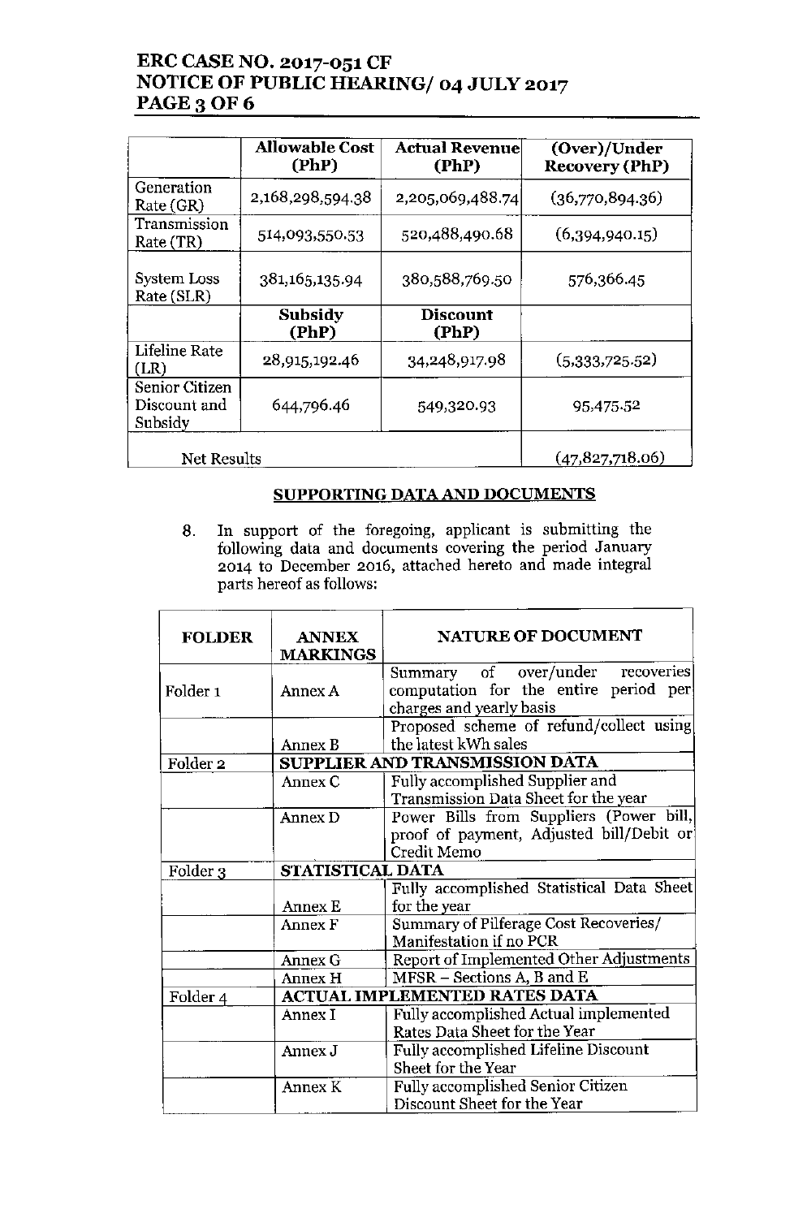| | Allowable Cost (PhP) | Actual Revenue (PhP) | (Over)/Under Recovery (PhP) |
|---|---|---|---|
| Generation Rate (GR) | 2,168,298,594.38 | 2,205,069,488.74 | (36,770,894.36) |
| Transmission Rate (TR) | 514,093,550.53 | 520,488,490.68 | (6,394,940.15) |
| System Loss Rate (SLR) | 381,165,135.94 | 380,588,769.50 | 576,366.45 |
| | **Subsidy (PhP)** | **Discount (PhP)** | |
| Lifeline Rate (LR) | 28,915,192.46 | 34,248,917.98 | (5,333,725.52) |
| Senior Citizen Discount and Subsidy | 644,796.46 | 549,320.93 | 95,475.52 |
| Net Results | | | (47,827,718.06) |

## SUPPORTING DATA AND DOCUMENTS

8. In support of the foregoing, applicant is submitting the following data and documents covering the period January 2014 to December 2016, attached hereto and made integral parts hereof as follows:

| FOLDER | ANNEX MARKINGS | NATURE OF DOCUMENT |
|---|---|---|
| Folder 1 | Annex A | Summary of over/under recoveries computation for the entire period per charges and yearly basis |
| | Annex B | Proposed scheme of refund/collect using the latest kWh sales |
| Folder 2 | **SUPPLIER AND TRANSMISSION DATA** | |
| | Annex C | Fully accomplished Supplier and Transmission Data Sheet for the year |
| | Annex D | Power Bills from Suppliers (Power bill, proof of payment, Adjusted bill/Debit or Credit Memo |
| Folder 3 | **STATISTICAL DATA** | |
| | Annex E | Fully accomplished Statistical Data Sheet for the year |
| | Annex F | Summary of Pilferage Cost Recoveries/ Manifestation if no PCR |
| | Annex G | Report of Implemented Other Adjustments |
| | Annex H | MFSR – Sections A, B and E |
| Folder 4 | **ACTUAL IMPLEMENTED RATES DATA** | |
| | Annex I | Fully accomplished Actual implemented Rates Data Sheet for the Year |
| | Annex J | Fully accomplished Lifeline Discount Sheet for the Year |
| | Annex K | Fully accomplished Senior Citizen Discount Sheet for the Year |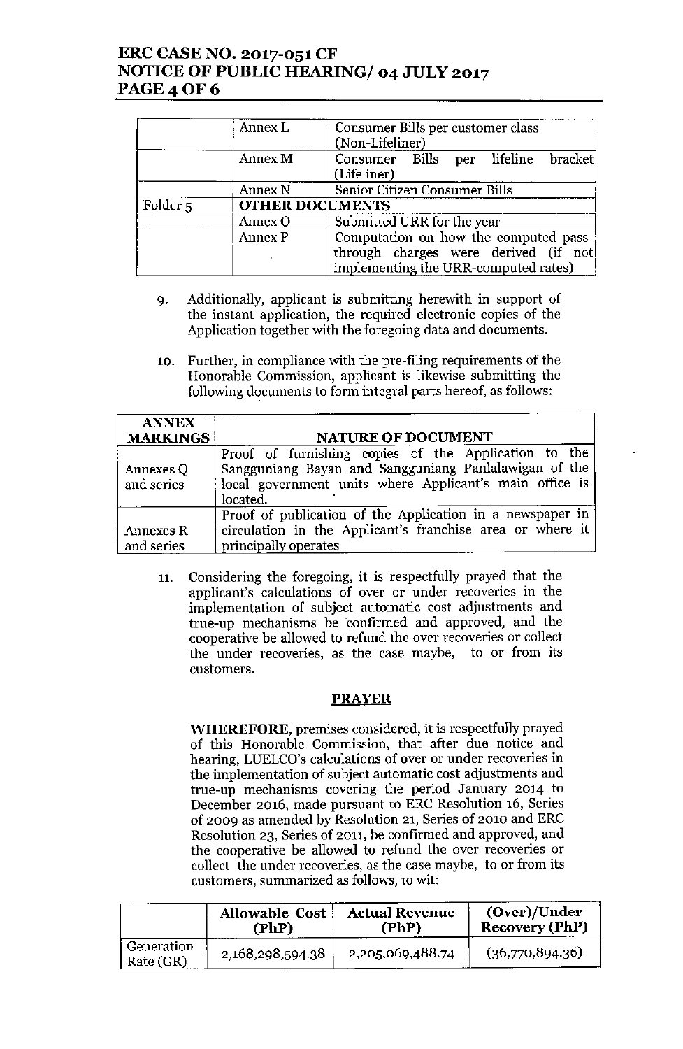| | Annex L | Consumer Bills per customer class (Non-Lifeliner) |
|---|---|---|
| | Annex M | Consumer Bills per lifeline bracket (Lifeliner) |
| | Annex N | Senior Citizen Consumer Bills |
| Folder 5 | **OTHER DOCUMENTS** | |
| | Annex O | Submitted URR for the year |
| | Annex P | Computation on how the computed pass-through charges were derived (if not implementing the URR-computed rates) |

9. Additionally, applicant is submitting herewith in support of the instant application, the required electronic copies of the Application together with the foregoing data and documents.

10. Further, in compliance with the pre-filing requirements of the Honorable Commission, applicant is likewise submitting the following documents to form integral parts hereof, as follows:

| ANNEX MARKINGS | NATURE OF DOCUMENT |
|---|---|
| Annexes Q and series | Proof of furnishing copies of the Application to the Sangguniang Bayan and Sangguniang Panlalawigan of the local government units where Applicant's main office is located. |
| Annexes R and series | Proof of publication of the Application in a newspaper in circulation in the Applicant's franchise area or where it principally operates |

11. Considering the foregoing, it is respectfully prayed that the applicant's calculations of over or under recoveries in the implementation of subject automatic cost adjustments and true-up mechanisms be confirmed and approved, and the cooperative be allowed to refund the over recoveries or collect the under recoveries, as the case maybe, to or from its customers.

## PRAYER

**WHEREFORE**, premises considered, it is respectfully prayed of this Honorable Commission, that after due notice and hearing, LUELCO's calculations of over or under recoveries in the implementation of subject automatic cost adjustments and true-up mechanisms covering the period January 2014 to December 2016, made pursuant to ERC Resolution 16, Series of 2009 as amended by Resolution 21, Series of 2010 and ERC Resolution 23, Series of 2011, be confirmed and approved, and the cooperative be allowed to refund the over recoveries or collect the under recoveries, as the case maybe, to or from its customers, summarized as follows, to wit:

| | Allowable Cost (PhP) | Actual Revenue (PhP) | (Over)/Under Recovery (PhP) |
|---|---|---|---|
| Generation Rate (GR) | 2,168,298,594.38 | 2,205,069,488.74 | (36,770,894.36) |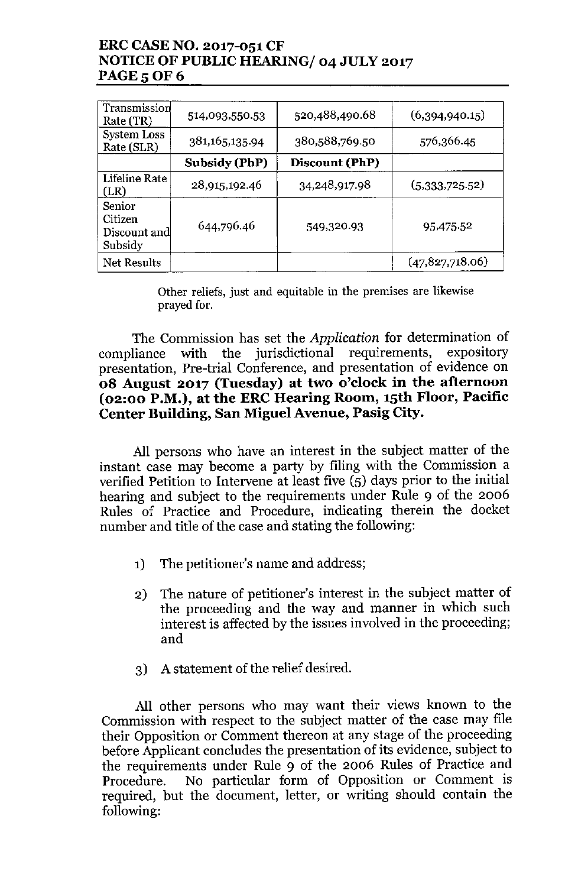| Transmission Rate (TR) | 514,093,550.53 | 520,488,490.68 | (6,394,940.15) |
|---|---|---|---|
| System Loss Rate (SLR) | 381,165,135.94 | 380,588,769.50 | 576,366.45 |
| | **Subsidy (PhP)** | **Discount (PhP)** | |
| Lifeline Rate (LR) | 28,915,192.46 | 34,248,917.98 | (5,333,725.52) |
| Senior Citizen Discount and Subsidy | 644,796.46 | 549,320.93 | 95,475.52 |
| Net Results | | | (47,827,718.06) |

Other reliefs, just and equitable in the premises are likewise prayed for.

The Commission has set the *Application* for determination of compliance with the jurisdictional requirements, expository presentation, Pre-trial Conference, and presentation of evidence on **08 August 2017 (Tuesday) at two o'clock in the afternoon (02:00 P.M.), at the ERC Hearing Room, 15th Floor, Pacific Center Building, San Miguel Avenue, Pasig City.**

All persons who have an interest in the subject matter of the instant case may become a party by filing with the Commission a verified Petition to Intervene at least five (5) days prior to the initial hearing and subject to the requirements under Rule 9 of the 2006 Rules of Practice and Procedure, indicating therein the docket number and title of the case and stating the following:

1) The petitioner's name and address;

2) The nature of petitioner's interest in the subject matter of the proceeding and the way and manner in which such interest is affected by the issues involved in the proceeding; and

3) A statement of the relief desired.

All other persons who may want their views known to the Commission with respect to the subject matter of the case may file their Opposition or Comment thereon at any stage of the proceeding before Applicant concludes the presentation of its evidence, subject to the requirements under Rule 9 of the 2006 Rules of Practice and Procedure. No particular form of Opposition or Comment is required, but the document, letter, or writing should contain the following: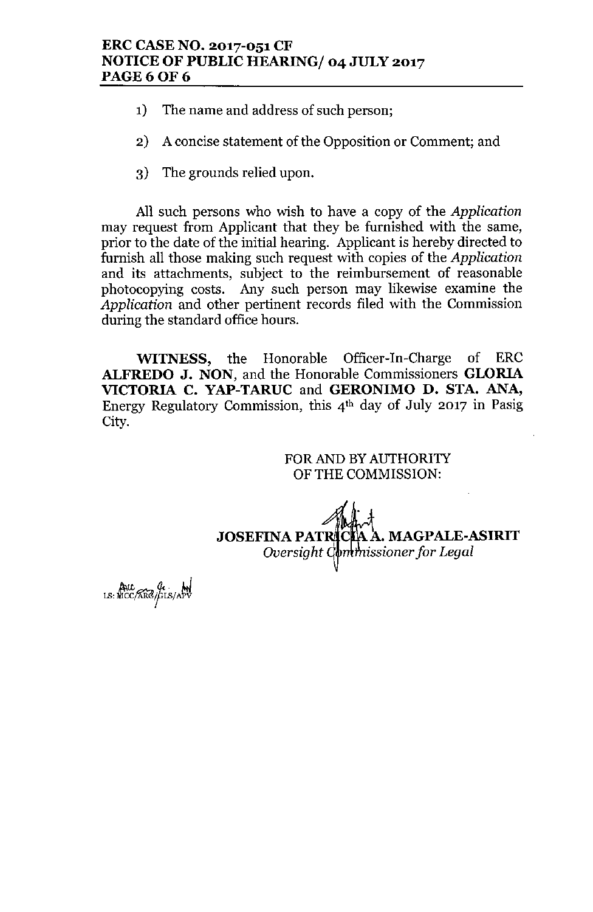1) The name and address of such person;

2) A concise statement of the Opposition or Comment; and

3) The grounds relied upon.

All such persons who wish to have a copy of the *Application* may request from Applicant that they be furnished with the same, prior to the date of the initial hearing. Applicant is hereby directed to furnish all those making such request with copies of the *Application* and its attachments, subject to the reimbursement of reasonable photocopying costs. Any such person may likewise examine the *Application* and other pertinent records filed with the Commission during the standard office hours.

**WITNESS,** the Honorable Officer-In-Charge of ERC **ALFREDO J. NON**, and the Honorable Commissioners **GLORIA VICTORIA C. YAP-TARUC** and **GERONIMO D. STA. ANA,** Energy Regulatory Commission, this 4th day of July 2017 in Pasig City.

FOR AND BY AUTHORITY
OF THE COMMISSION:

**JOSEFINA PATRICIA A. MAGPALE-ASIRIT**
*Oversight Commissioner for Legal*

LS: MCC/ARG/GLS/APV